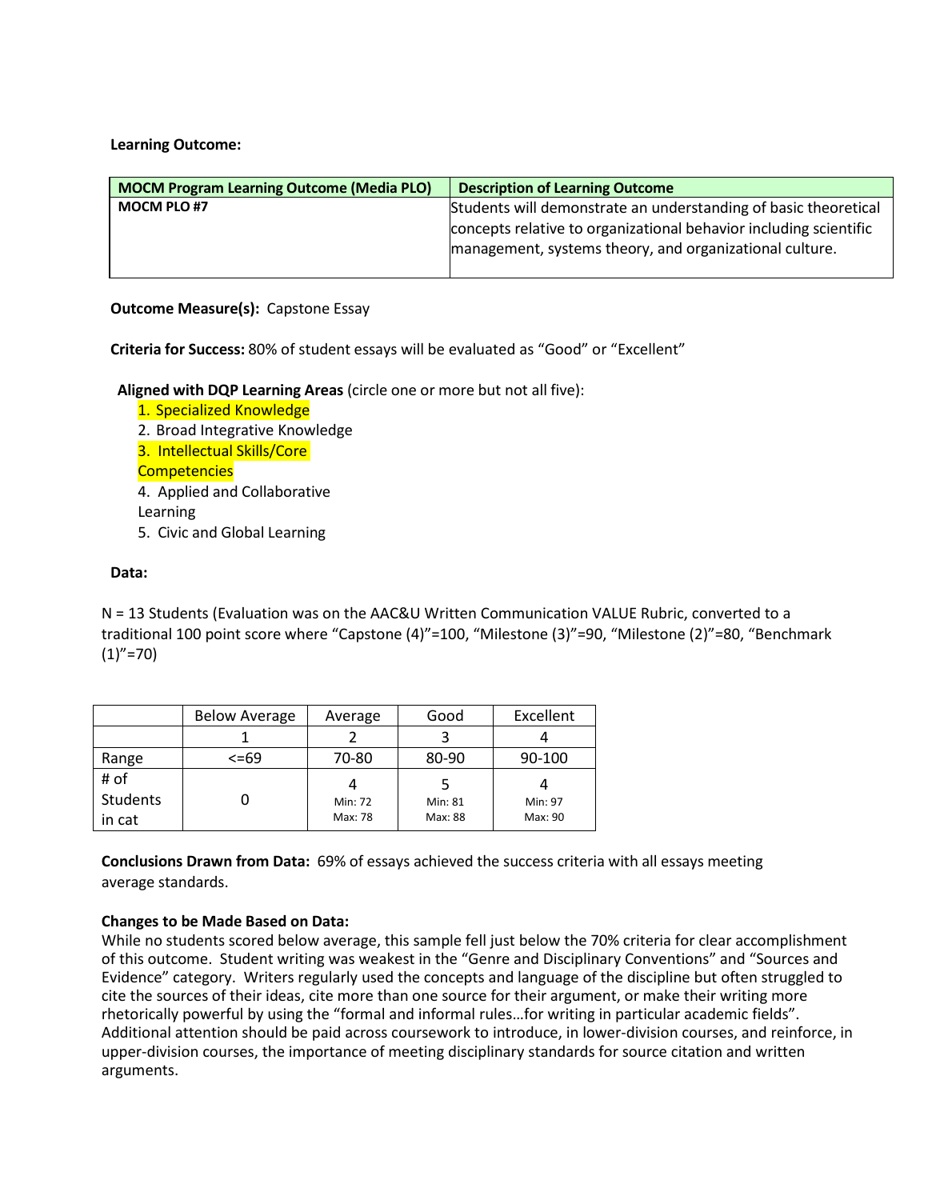**Learning Outcome:**

| MOCM Program Learning Outcome (Media PLO) | Description of Learning Outcome |
|---|---|
| **MOCM PLO #7** | Students will demonstrate an understanding of basic theoretical concepts relative to organizational behavior including scientific management, systems theory, and organizational culture. |

**Outcome Measure(s):** Capstone Essay

**Criteria for Success:** 80% of student essays will be evaluated as "Good" or "Excellent"

**Aligned with DQP Learning Areas** (circle one or more but not all five):

1. Specialized Knowledge
2. Broad Integrative Knowledge
3. Intellectual Skills/Core Competencies
4. Applied and Collaborative Learning
5. Civic and Global Learning

**Data:**

N = 13 Students (Evaluation was on the AAC&U Written Communication VALUE Rubric, converted to a traditional 100 point score where "Capstone (4)"=100, "Milestone (3)"=90, "Milestone (2)"=80, "Benchmark (1)"=70)

| | Below Average | Average | Good | Excellent |
|---|---|---|---|---|
| | 1 | 2 | 3 | 4 |
| Range | <=69 | 70-80 | 80-90 | 90-100 |
| # of Students in cat | 0 | 4 Min: 72 Max: 78 | 5 Min: 81 Max: 88 | 4 Min: 97 Max: 90 |

**Conclusions Drawn from Data:** 69% of essays achieved the success criteria with all essays meeting average standards.

**Changes to be Made Based on Data:**
While no students scored below average, this sample fell just below the 70% criteria for clear accomplishment of this outcome. Student writing was weakest in the "Genre and Disciplinary Conventions" and "Sources and Evidence" category. Writers regularly used the concepts and language of the discipline but often struggled to cite the sources of their ideas, cite more than one source for their argument, or make their writing more rhetorically powerful by using the "formal and informal rules…for writing in particular academic fields". Additional attention should be paid across coursework to introduce, in lower-division courses, and reinforce, in upper-division courses, the importance of meeting disciplinary standards for source citation and written arguments.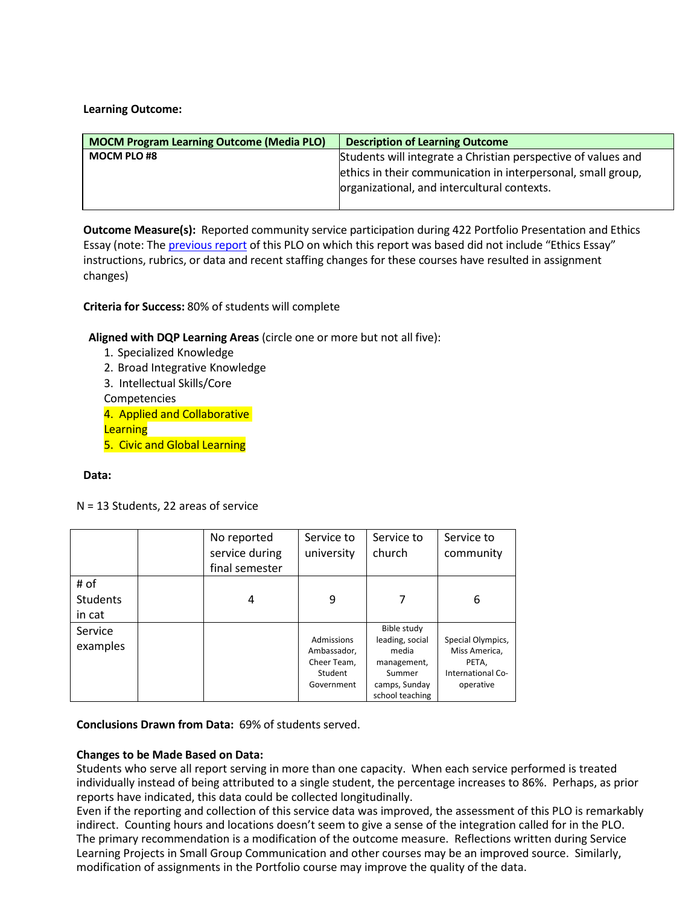**Learning Outcome:**

| MOCM Program Learning Outcome (Media PLO) | Description of Learning Outcome |
|---|---|
| **MOCM PLO #8** | Students will integrate a Christian perspective of values and ethics in their communication in interpersonal, small group, organizational, and intercultural contexts. |

**Outcome Measure(s):** Reported community service participation during 422 Portfolio Presentation and Ethics Essay (note: The previous report of this PLO on which this report was based did not include "Ethics Essay" instructions, rubrics, or data and recent staffing changes for these courses have resulted in assignment changes)

**Criteria for Success:** 80% of students will complete

**Aligned with DQP Learning Areas** (circle one or more but not all five):

1. Specialized Knowledge
2. Broad Integrative Knowledge
3. Intellectual Skills/Core Competencies
4. Applied and Collaborative Learning
5. Civic and Global Learning

**Data:**

N = 13 Students, 22 areas of service

| | | No reported service during final semester | Service to university | Service to church | Service to community |
|---|---|---|---|---|---|
| # of Students in cat | | 4 | 9 | 7 | 6 |
| Service examples | | | Admissions Ambassador, Cheer Team, Student Government | Bible study leading, social media management, Summer camps, Sunday school teaching | Special Olympics, Miss America, PETA, International Co-operative |

**Conclusions Drawn from Data:** 69% of students served.

**Changes to be Made Based on Data:**
Students who serve all report serving in more than one capacity. When each service performed is treated individually instead of being attributed to a single student, the percentage increases to 86%. Perhaps, as prior reports have indicated, this data could be collected longitudinally.
Even if the reporting and collection of this service data was improved, the assessment of this PLO is remarkably indirect. Counting hours and locations doesn't seem to give a sense of the integration called for in the PLO. The primary recommendation is a modification of the outcome measure. Reflections written during Service Learning Projects in Small Group Communication and other courses may be an improved source. Similarly, modification of assignments in the Portfolio course may improve the quality of the data.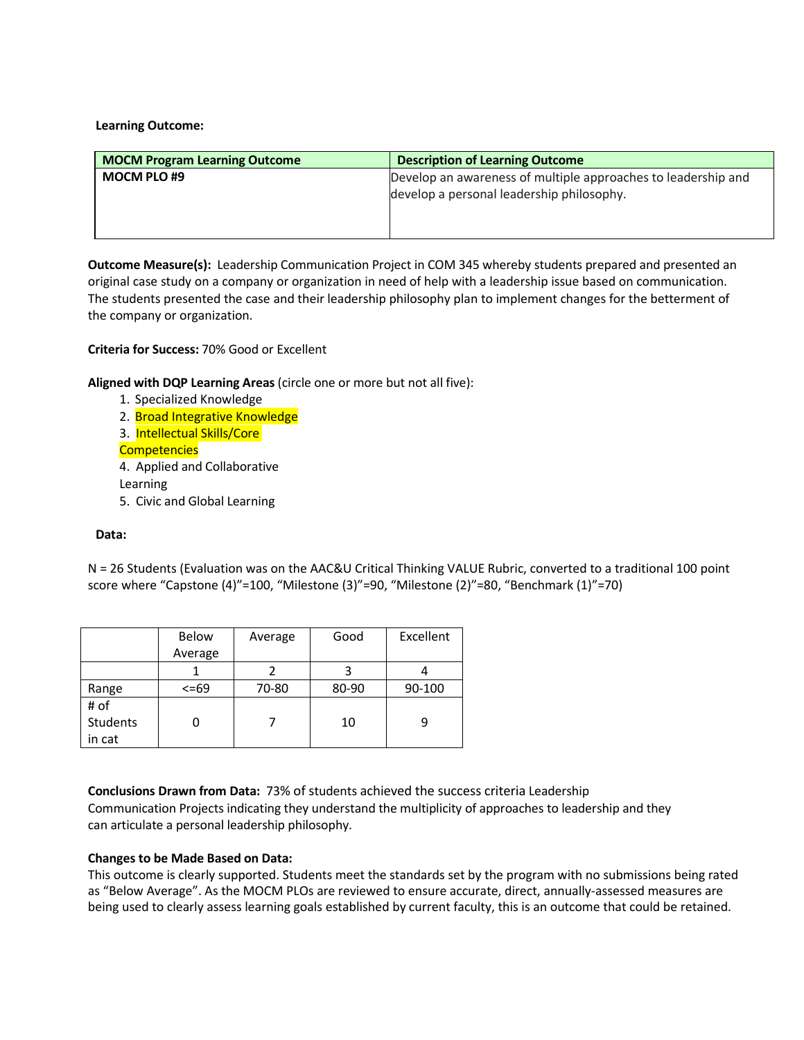**Learning Outcome:**

| MOCM Program Learning Outcome | Description of Learning Outcome |
|---|---|
| MOCM PLO #9 | Develop an awareness of multiple approaches to leadership and develop a personal leadership philosophy. |

**Outcome Measure(s):** Leadership Communication Project in COM 345 whereby students prepared and presented an original case study on a company or organization in need of help with a leadership issue based on communication. The students presented the case and their leadership philosophy plan to implement changes for the betterment of the company or organization.

**Criteria for Success:** 70% Good or Excellent

**Aligned with DQP Learning Areas** (circle one or more but not all five):

1. Specialized Knowledge
2. Broad Integrative Knowledge
3. Intellectual Skills/Core Competencies
4. Applied and Collaborative Learning
5. Civic and Global Learning

**Data:**

N = 26 Students (Evaluation was on the AAC&U Critical Thinking VALUE Rubric, converted to a traditional 100 point score where "Capstone (4)"=100, "Milestone (3)"=90, "Milestone (2)"=80, "Benchmark (1)"=70)

| | Below Average | Average | Good | Excellent |
|---|---|---|---|---|
| | 1 | 2 | 3 | 4 |
| Range | <=69 | 70-80 | 80-90 | 90-100 |
| # of Students in cat | 0 | 7 | 10 | 9 |

**Conclusions Drawn from Data:** 73% of students achieved the success criteria Leadership Communication Projects indicating they understand the multiplicity of approaches to leadership and they can articulate a personal leadership philosophy.

**Changes to be Made Based on Data:**
This outcome is clearly supported. Students meet the standards set by the program with no submissions being rated as "Below Average". As the MOCM PLOs are reviewed to ensure accurate, direct, annually-assessed measures are being used to clearly assess learning goals established by current faculty, this is an outcome that could be retained.